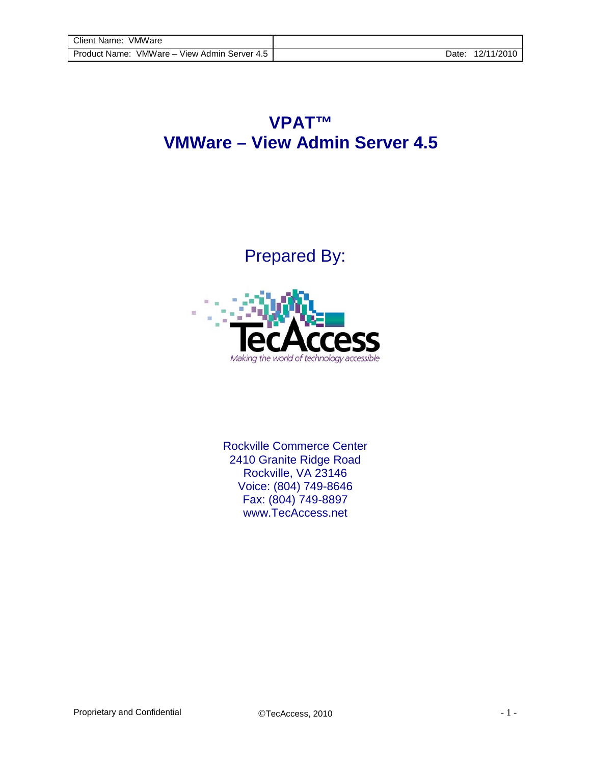| Client Name: VMWare | |
| --- | --- |
| Product Name: VMWare – View Admin Server 4.5 | Date: 12/11/2010 |

# VPAT™
# VMWare – View Admin Server 4.5

## Prepared By:

TecAccess

*Making the world of technology accessible*

Rockville Commerce Center
2410 Granite Ridge Road
Rockville, VA 23146
Voice: (804) 749-8646
Fax: (804) 749-8897
www.TecAccess.net

Proprietary and Confidential ©TecAccess, 2010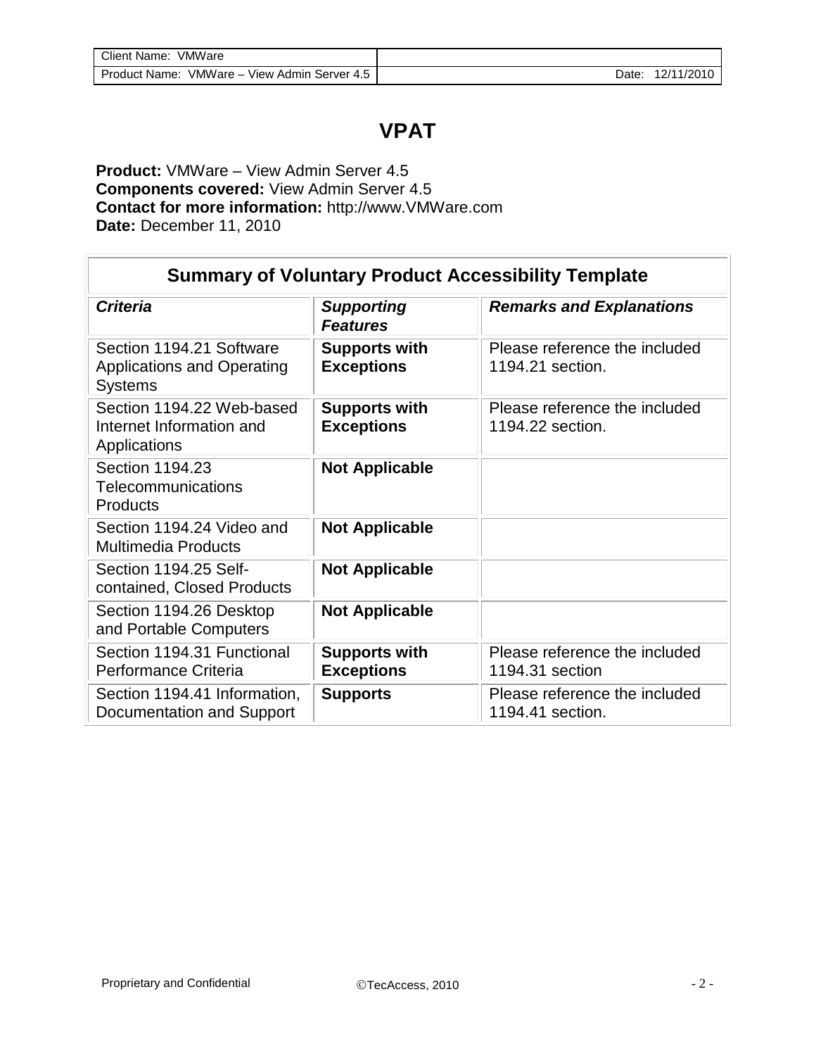# VPAT

**Product:** VMWare – View Admin Server 4.5
**Components covered:** View Admin Server 4.5
**Contact for more information:** http://www.VMWare.com
**Date:** December 11, 2010

| Summary of Voluntary Product Accessibility Template | | |
|---|---|---|
| ***Criteria*** | ***Supporting Features*** | ***Remarks and Explanations*** |
| Section 1194.21 Software Applications and Operating Systems | **Supports with Exceptions** | Please reference the included 1194.21 section. |
| Section 1194.22 Web-based Internet Information and Applications | **Supports with Exceptions** | Please reference the included 1194.22 section. |
| Section 1194.23 Telecommunications Products | **Not Applicable** | |
| Section 1194.24 Video and Multimedia Products | **Not Applicable** | |
| Section 1194.25 Self-contained, Closed Products | **Not Applicable** | |
| Section 1194.26 Desktop and Portable Computers | **Not Applicable** | |
| Section 1194.31 Functional Performance Criteria | **Supports with Exceptions** | Please reference the included 1194.31 section |
| Section 1194.41 Information, Documentation and Support | **Supports** | Please reference the included 1194.41 section. |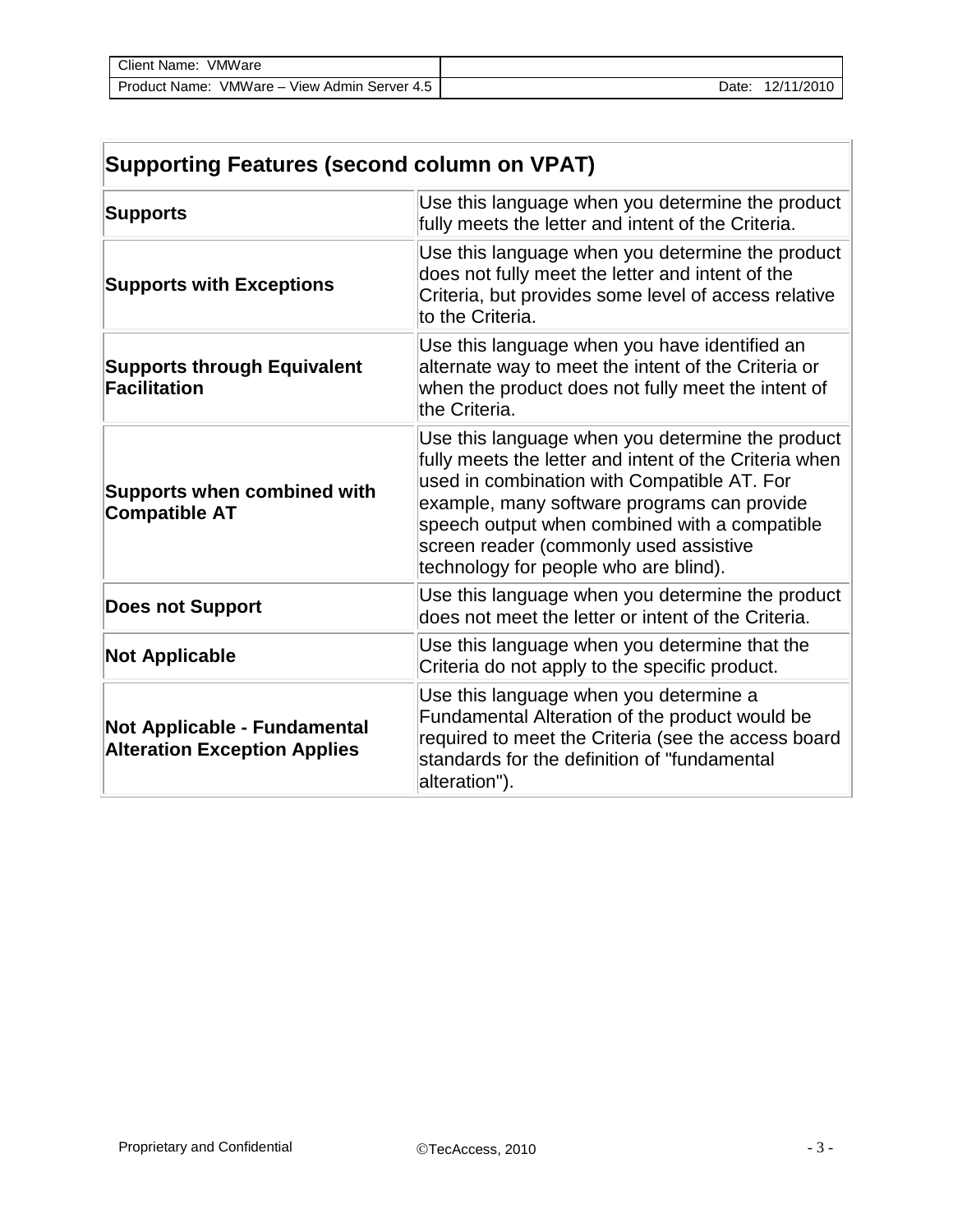| Supporting Features (second column on VPAT) | |
|---|---|
| **Supports** | Use this language when you determine the product fully meets the letter and intent of the Criteria. |
| **Supports with Exceptions** | Use this language when you determine the product does not fully meet the letter and intent of the Criteria, but provides some level of access relative to the Criteria. |
| **Supports through Equivalent Facilitation** | Use this language when you have identified an alternate way to meet the intent of the Criteria or when the product does not fully meet the intent of the Criteria. |
| **Supports when combined with Compatible AT** | Use this language when you determine the product fully meets the letter and intent of the Criteria when used in combination with Compatible AT. For example, many software programs can provide speech output when combined with a compatible screen reader (commonly used assistive technology for people who are blind). |
| **Does not Support** | Use this language when you determine the product does not meet the letter or intent of the Criteria. |
| **Not Applicable** | Use this language when you determine that the Criteria do not apply to the specific product. |
| **Not Applicable - Fundamental Alteration Exception Applies** | Use this language when you determine a Fundamental Alteration of the product would be required to meet the Criteria (see the access board standards for the definition of "fundamental alteration"). |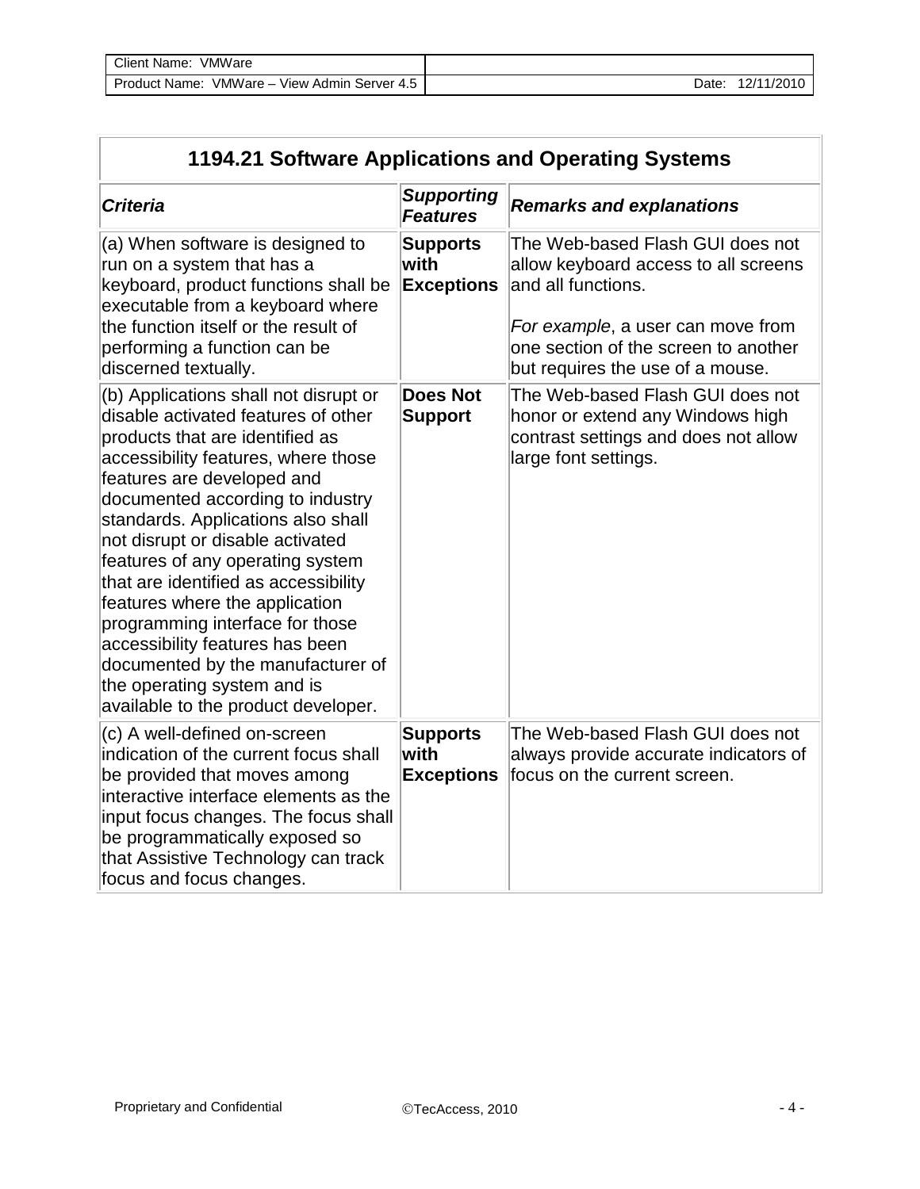## 1194.21 Software Applications and Operating Systems

| *Criteria* | *Supporting Features* | *Remarks and explanations* |
|---|---|---|
| (a) When software is designed to run on a system that has a keyboard, product functions shall be executable from a keyboard where the function itself or the result of performing a function can be discerned textually. | **Supports with Exceptions** | The Web-based Flash GUI does not allow keyboard access to all screens and all functions.<br><br>*For example*, a user can move from one section of the screen to another but requires the use of a mouse. |
| (b) Applications shall not disrupt or disable activated features of other products that are identified as accessibility features, where those features are developed and documented according to industry standards. Applications also shall not disrupt or disable activated features of any operating system that are identified as accessibility features where the application programming interface for those accessibility features has been documented by the manufacturer of the operating system and is available to the product developer. | **Does Not Support** | The Web-based Flash GUI does not honor or extend any Windows high contrast settings and does not allow large font settings. |
| (c) A well-defined on-screen indication of the current focus shall be provided that moves among interactive interface elements as the input focus changes. The focus shall be programmatically exposed so that Assistive Technology can track focus and focus changes. | **Supports with Exceptions** | The Web-based Flash GUI does not always provide accurate indicators of focus on the current screen. |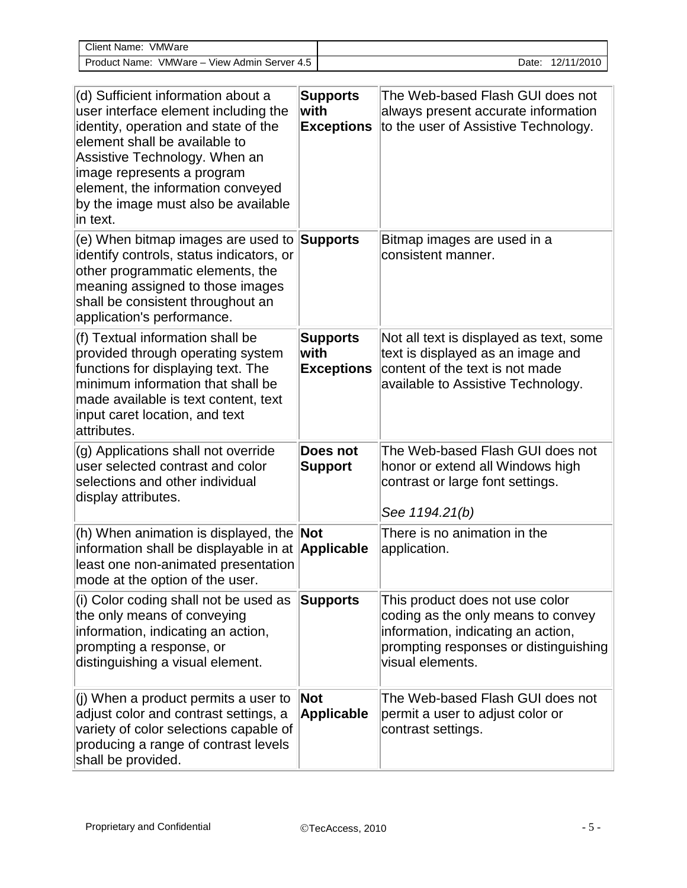| (d) Sufficient information about a user interface element including the identity, operation and state of the element shall be available to Assistive Technology. When an image represents a program element, the information conveyed by the image must also be available in text. | **Supports with Exceptions** | The Web-based Flash GUI does not always present accurate information to the user of Assistive Technology. |
| --- | --- | --- |
| (e) When bitmap images are used to identify controls, status indicators, or other programmatic elements, the meaning assigned to those images shall be consistent throughout an application's performance. | **Supports** | Bitmap images are used in a consistent manner. |
| (f) Textual information shall be provided through operating system functions for displaying text. The minimum information that shall be made available is text content, text input caret location, and text attributes. | **Supports with Exceptions** | Not all text is displayed as text, some text is displayed as an image and content of the text is not made available to Assistive Technology. |
| (g) Applications shall not override user selected contrast and color selections and other individual display attributes. | **Does not Support** | The Web-based Flash GUI does not honor or extend all Windows high contrast or large font settings.<br><br>*See 1194.21(b)* |
| (h) When animation is displayed, the information shall be displayable in at least one non-animated presentation mode at the option of the user. | **Not Applicable** | There is no animation in the application. |
| (i) Color coding shall not be used as the only means of conveying information, indicating an action, prompting a response, or distinguishing a visual element. | **Supports** | This product does not use color coding as the only means to convey information, indicating an action, prompting responses or distinguishing visual elements. |
| (j) When a product permits a user to adjust color and contrast settings, a variety of color selections capable of producing a range of contrast levels shall be provided. | **Not Applicable** | The Web-based Flash GUI does not permit a user to adjust color or contrast settings. |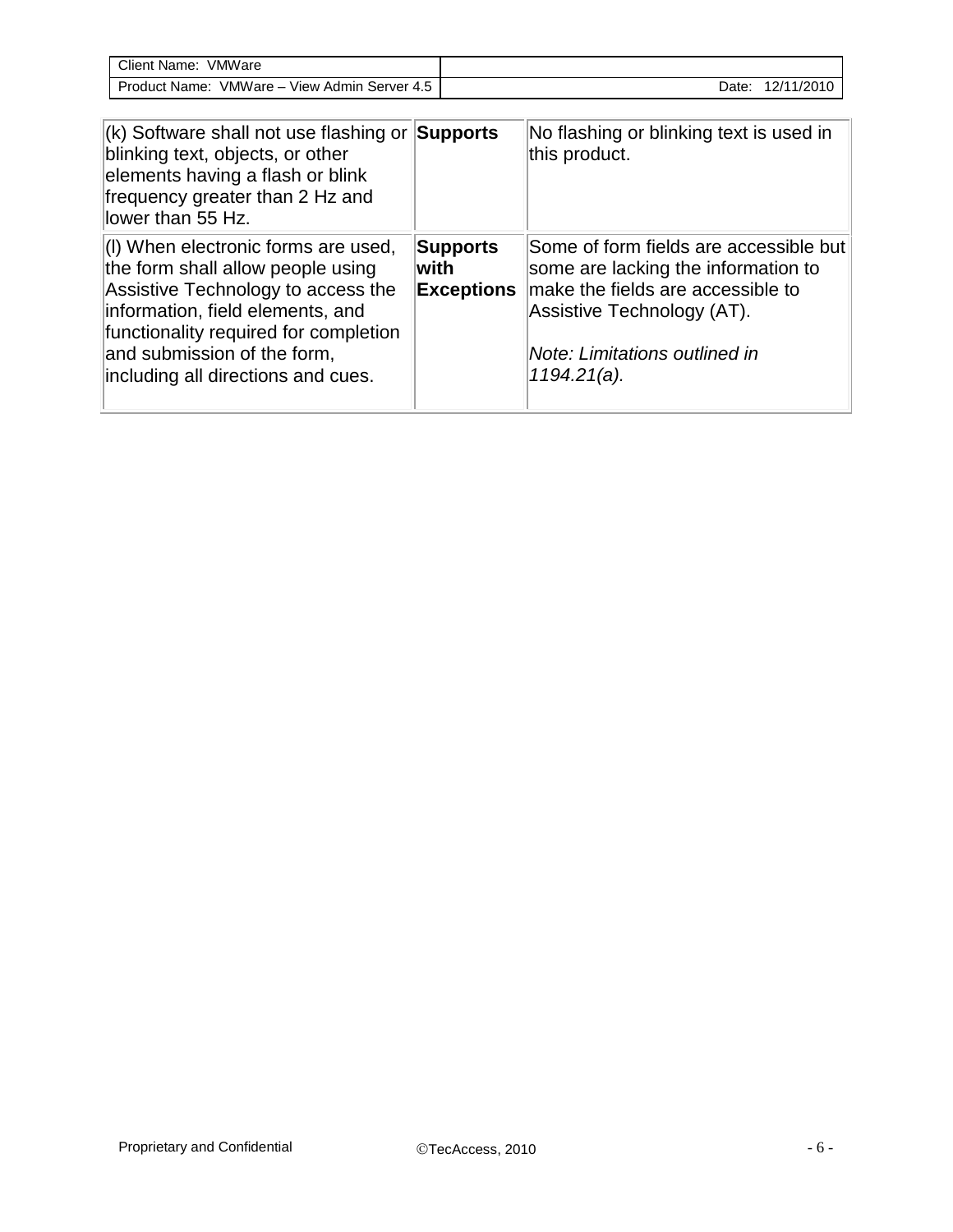| | | |
|---|---|---|
| (k) Software shall not use flashing or blinking text, objects, or other elements having a flash or blink frequency greater than 2 Hz and lower than 55 Hz. | **Supports** | No flashing or blinking text is used in this product. |
| (l) When electronic forms are used, the form shall allow people using Assistive Technology to access the information, field elements, and functionality required for completion and submission of the form, including all directions and cues. | **Supports with Exceptions** | Some of form fields are accessible but some are lacking the information to make the fields are accessible to Assistive Technology (AT).<br><br>*Note: Limitations outlined in 1194.21(a).* |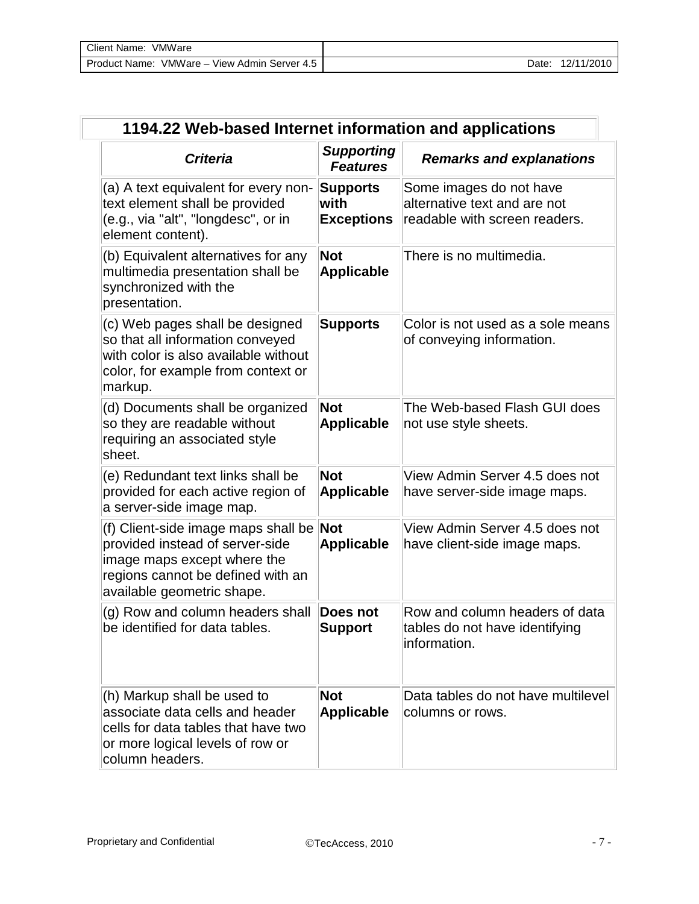## 1194.22 Web-based Internet information and applications

| *Criteria* | *Supporting Features* | *Remarks and explanations* |
|---|---|---|
| (a) A text equivalent for every non-text element shall be provided (e.g., via "alt", "longdesc", or in element content). | **Supports with Exceptions** | Some images do not have alternative text and are not readable with screen readers. |
| (b) Equivalent alternatives for any multimedia presentation shall be synchronized with the presentation. | **Not Applicable** | There is no multimedia. |
| (c) Web pages shall be designed so that all information conveyed with color is also available without color, for example from context or markup. | **Supports** | Color is not used as a sole means of conveying information. |
| (d) Documents shall be organized so they are readable without requiring an associated style sheet. | **Not Applicable** | The Web-based Flash GUI does not use style sheets. |
| (e) Redundant text links shall be provided for each active region of a server-side image map. | **Not Applicable** | View Admin Server 4.5 does not have server-side image maps. |
| (f) Client-side image maps shall be provided instead of server-side image maps except where the regions cannot be defined with an available geometric shape. | **Not Applicable** | View Admin Server 4.5 does not have client-side image maps. |
| (g) Row and column headers shall be identified for data tables. | **Does not Support** | Row and column headers of data tables do not have identifying information. |
| (h) Markup shall be used to associate data cells and header cells for data tables that have two or more logical levels of row or column headers. | **Not Applicable** | Data tables do not have multilevel columns or rows. |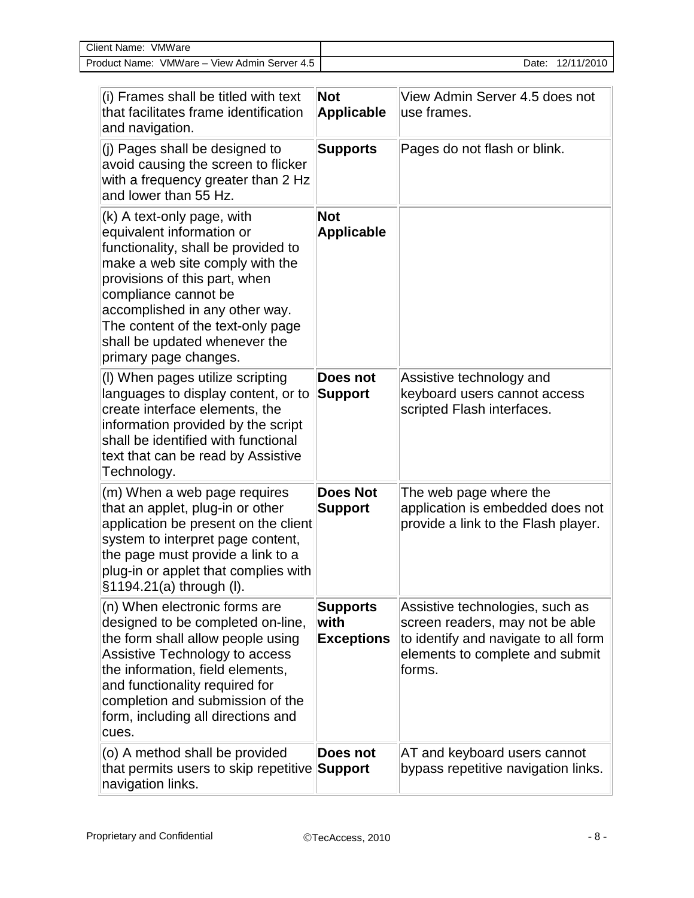| | | |
|---|---|---|
| (i) Frames shall be titled with text that facilitates frame identification and navigation. | **Not Applicable** | View Admin Server 4.5 does not use frames. |
| (j) Pages shall be designed to avoid causing the screen to flicker with a frequency greater than 2 Hz and lower than 55 Hz. | **Supports** | Pages do not flash or blink. |
| (k) A text-only page, with equivalent information or functionality, shall be provided to make a web site comply with the provisions of this part, when compliance cannot be accomplished in any other way. The content of the text-only page shall be updated whenever the primary page changes. | **Not Applicable** | |
| (l) When pages utilize scripting languages to display content, or to create interface elements, the information provided by the script shall be identified with functional text that can be read by Assistive Technology. | **Does not Support** | Assistive technology and keyboard users cannot access scripted Flash interfaces. |
| (m) When a web page requires that an applet, plug-in or other application be present on the client system to interpret page content, the page must provide a link to a plug-in or applet that complies with §1194.21(a) through (l). | **Does Not Support** | The web page where the application is embedded does not provide a link to the Flash player. |
| (n) When electronic forms are designed to be completed on-line, the form shall allow people using Assistive Technology to access the information, field elements, and functionality required for completion and submission of the form, including all directions and cues. | **Supports with Exceptions** | Assistive technologies, such as screen readers, may not be able to identify and navigate to all form elements to complete and submit forms. |
| (o) A method shall be provided that permits users to skip repetitive navigation links. | **Does not Support** | AT and keyboard users cannot bypass repetitive navigation links. |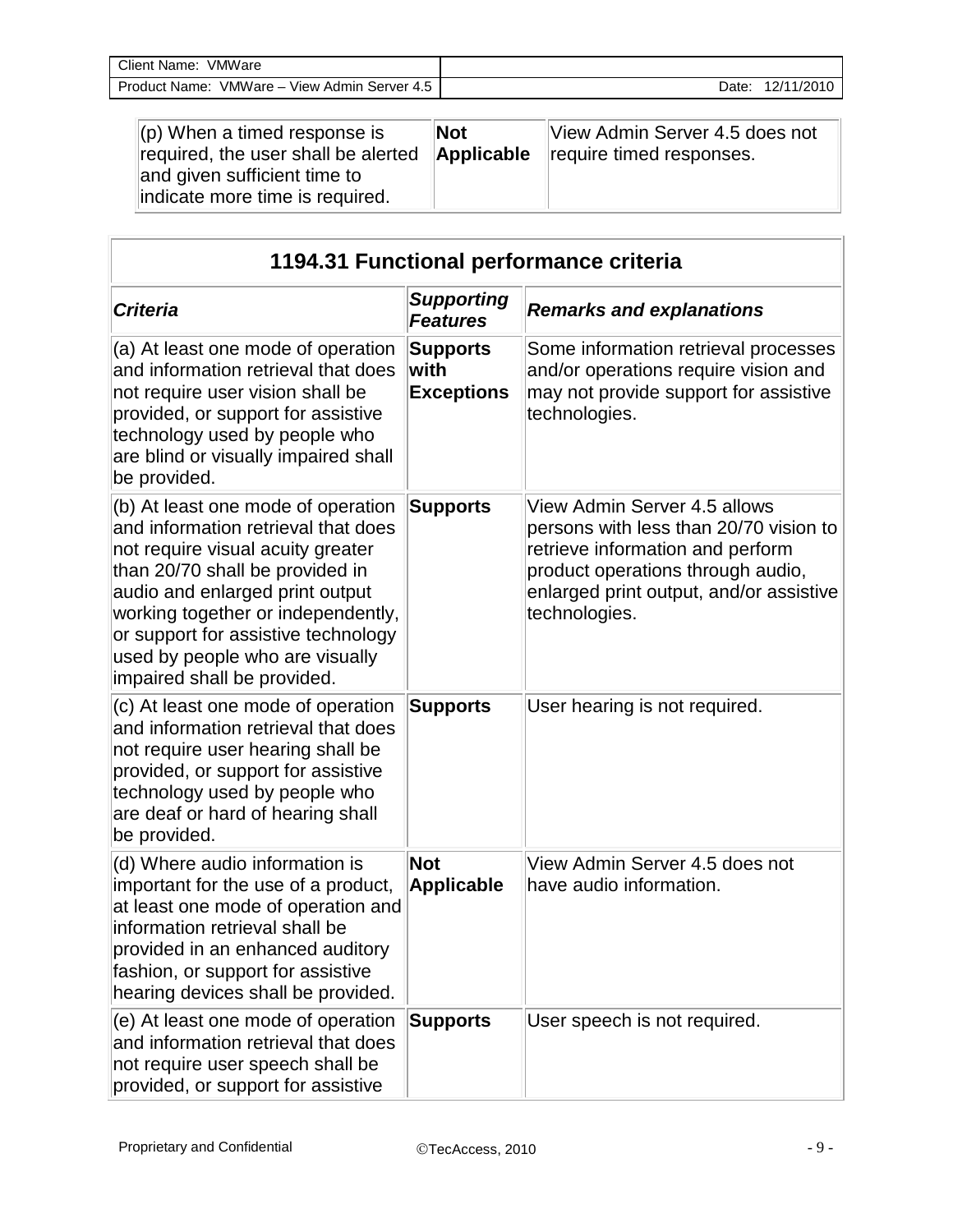| (p) When a timed response is required, the user shall be alerted and given sufficient time to indicate more time is required. | **Not Applicable** | View Admin Server 4.5 does not require timed responses. |
|---|---|---|

| **1194.31 Functional performance criteria** | | |
|---|---|---|
| ***Criteria*** | ***Supporting Features*** | ***Remarks and explanations*** |
| (a) At least one mode of operation and information retrieval that does not require user vision shall be provided, or support for assistive technology used by people who are blind or visually impaired shall be provided. | **Supports with Exceptions** | Some information retrieval processes and/or operations require vision and may not provide support for assistive technologies. |
| (b) At least one mode of operation and information retrieval that does not require visual acuity greater than 20/70 shall be provided in audio and enlarged print output working together or independently, or support for assistive technology used by people who are visually impaired shall be provided. | **Supports** | View Admin Server 4.5 allows persons with less than 20/70 vision to retrieve information and perform product operations through audio, enlarged print output, and/or assistive technologies. |
| (c) At least one mode of operation and information retrieval that does not require user hearing shall be provided, or support for assistive technology used by people who are deaf or hard of hearing shall be provided. | **Supports** | User hearing is not required. |
| (d) Where audio information is important for the use of a product, at least one mode of operation and information retrieval shall be provided in an enhanced auditory fashion, or support for assistive hearing devices shall be provided. | **Not Applicable** | View Admin Server 4.5 does not have audio information. |
| (e) At least one mode of operation and information retrieval that does not require user speech shall be provided, or support for assistive | **Supports** | User speech is not required. |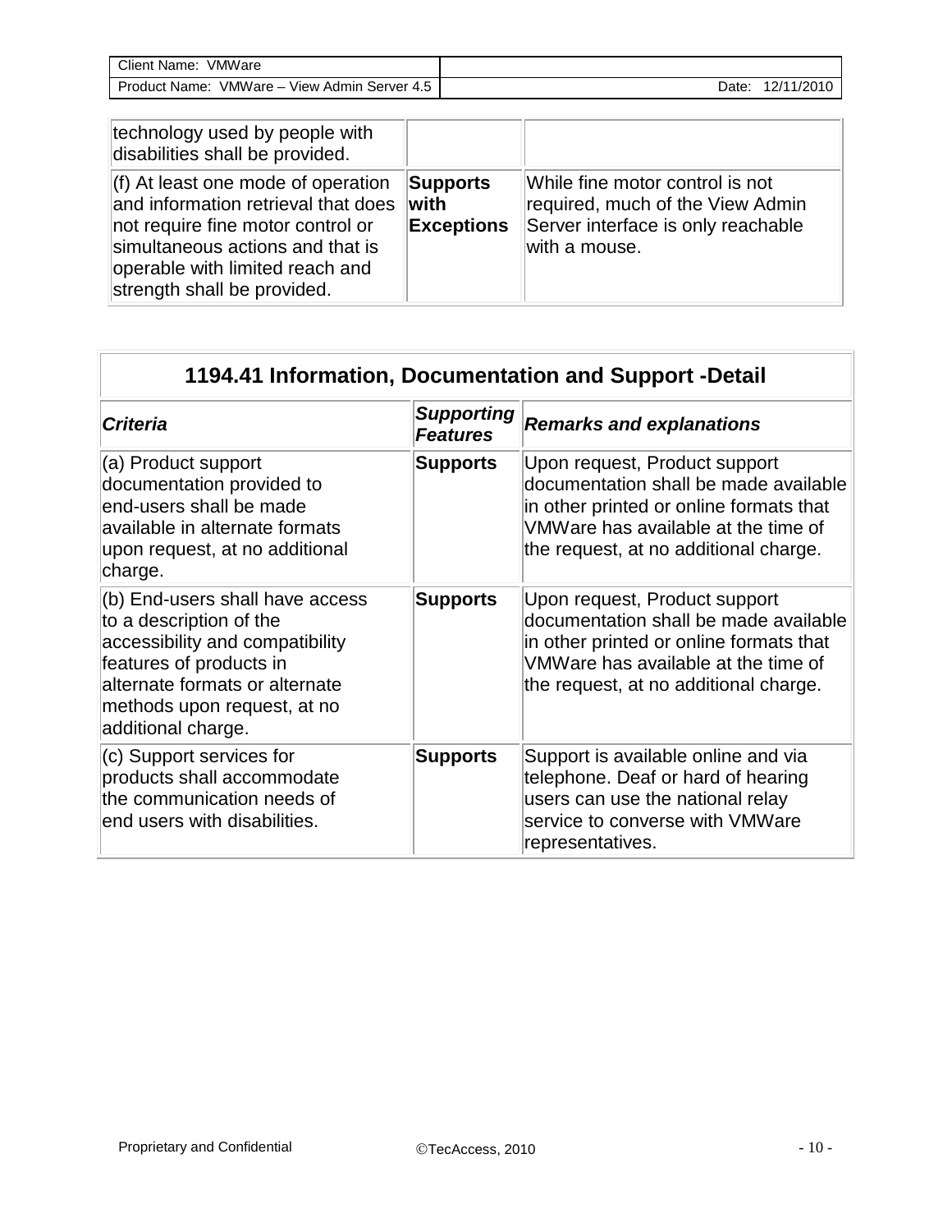| | | |
|---|---|---|
| technology used by people with disabilities shall be provided. | | |
| (f) At least one mode of operation and information retrieval that does not require fine motor control or simultaneous actions and that is operable with limited reach and strength shall be provided. | **Supports with Exceptions** | While fine motor control is not required, much of the View Admin Server interface is only reachable with a mouse. |

## 1194.41 Information, Documentation and Support -Detail

| ***Criteria*** | ***Supporting Features*** | ***Remarks and explanations*** |
|---|---|---|
| (a) Product support documentation provided to end-users shall be made available in alternate formats upon request, at no additional charge. | **Supports** | Upon request, Product support documentation shall be made available in other printed or online formats that VMWare has available at the time of the request, at no additional charge. |
| (b) End-users shall have access to a description of the accessibility and compatibility features of products in alternate formats or alternate methods upon request, at no additional charge. | **Supports** | Upon request, Product support documentation shall be made available in other printed or online formats that VMWare has available at the time of the request, at no additional charge. |
| (c) Support services for products shall accommodate the communication needs of end users with disabilities. | **Supports** | Support is available online and via telephone. Deaf or hard of hearing users can use the national relay service to converse with VMWare representatives. |